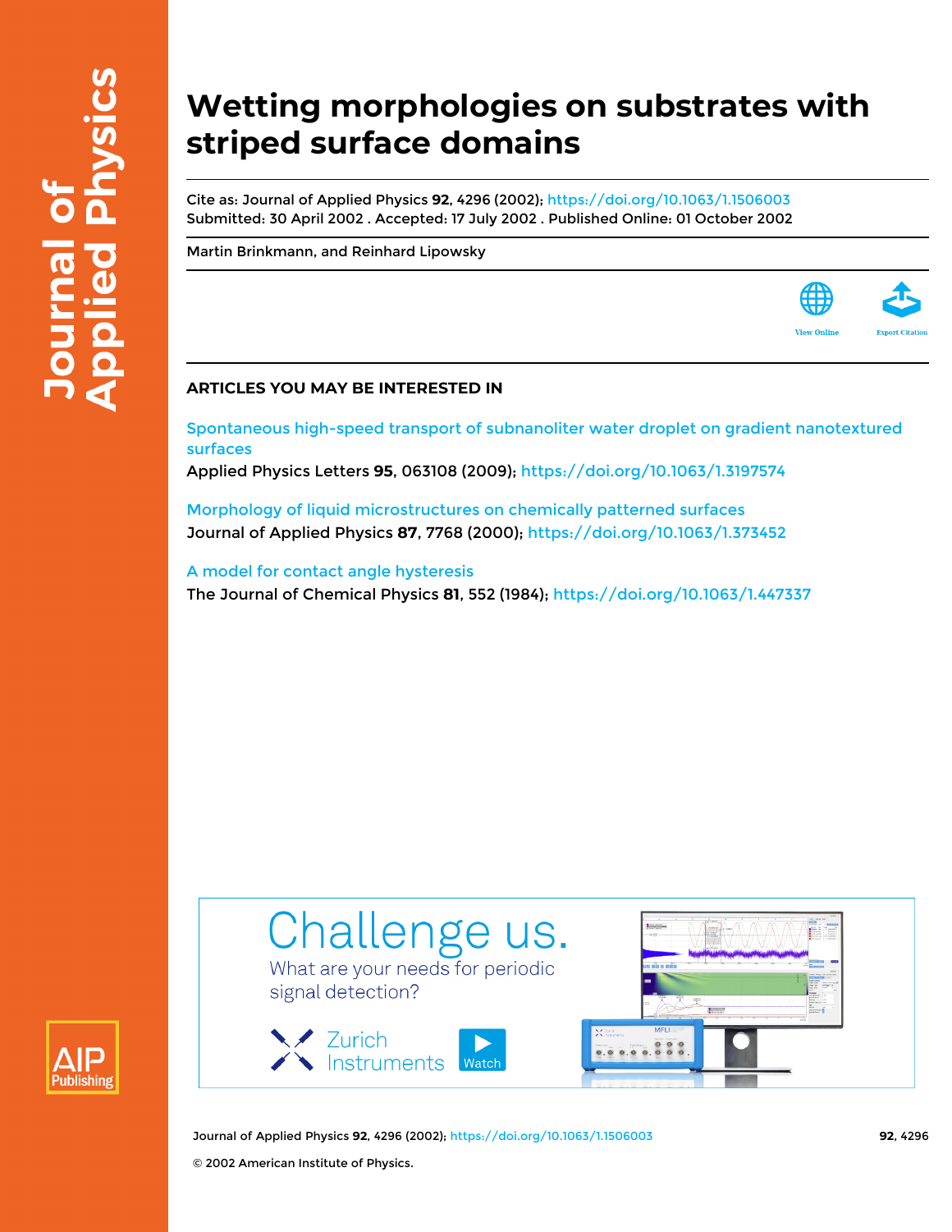# Wetting morphologies on substrates with striped surface domains

Cite as: Journal of Applied Physics **92**, 4296 (2002); https://doi.org/10.1063/1.1506003
Submitted: 30 April 2002 . Accepted: 17 July 2002 . Published Online: 01 October 2002

Martin Brinkmann, and Reinhard Lipowsky

View Online

Export Citation

## ARTICLES YOU MAY BE INTERESTED IN

Spontaneous high-speed transport of subnanoliter water droplet on gradient nanotextured surfaces
Applied Physics Letters **95**, 063108 (2009); https://doi.org/10.1063/1.3197574

Morphology of liquid microstructures on chemically patterned surfaces
Journal of Applied Physics **87**, 7768 (2000); https://doi.org/10.1063/1.373452

A model for contact angle hysteresis
The Journal of Chemical Physics **81**, 552 (1984); https://doi.org/10.1063/1.447337

Challenge us.
What are your needs for periodic signal detection?
Zurich Instruments
Watch

© 2002 American Institute of Physics.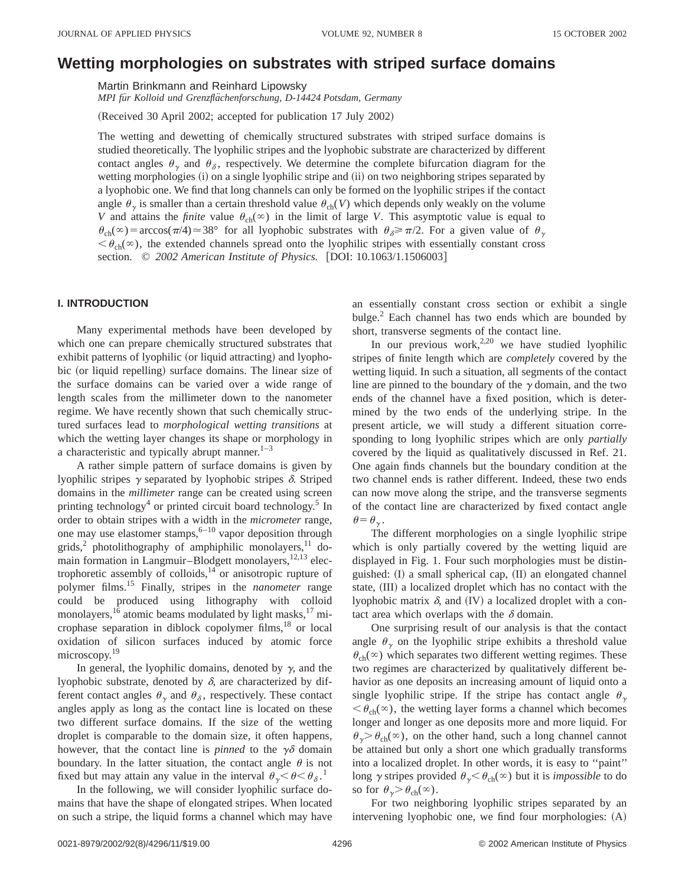# Wetting morphologies on substrates with striped surface domains

Martin Brinkmann and Reinhard Lipowsky

*MPI für Kolloid und Grenzflächenforschung, D-14424 Potsdam, Germany*

(Received 30 April 2002; accepted for publication 17 July 2002)

The wetting and dewetting of chemically structured substrates with striped surface domains is studied theoretically. The lyophilic stripes and the lyophobic substrate are characterized by different contact angles $\theta_\gamma$ and $\theta_\delta$, respectively. We determine the complete bifurcation diagram for the wetting morphologies (i) on a single lyophilic stripe and (ii) on two neighboring stripes separated by a lyophobic one. We find that long channels can only be formed on the lyophilic stripes if the contact angle $\theta_\gamma$ is smaller than a certain threshold value $\theta_{\text{ch}}(V)$ which depends only weakly on the volume $V$ and attains the *finite* value $\theta_{\text{ch}}(\infty)$ in the limit of large $V$. This asymptotic value is equal to $\theta_{\text{ch}}(\infty) = \arccos(\pi/4) \simeq 38°$ for all lyophobic substrates with $\theta_\delta \geq \pi/2$. For a given value of $\theta_\gamma < \theta_{\text{ch}}(\infty)$, the extended channels spread onto the lyophilic stripes with essentially constant cross section. © *2002 American Institute of Physics.* [DOI: 10.1063/1.1506003]

## I. INTRODUCTION

Many experimental methods have been developed by which one can prepare chemically structured substrates that exhibit patterns of lyophilic (or liquid attracting) and lyophobic (or liquid repelling) surface domains. The linear size of the surface domains can be varied over a wide range of length scales from the millimeter down to the nanometer regime. We have recently shown that such chemically structured surfaces lead to *morphological wetting transitions* at which the wetting layer changes its shape or morphology in a characteristic and typically abrupt manner.[1–3]

A rather simple pattern of surface domains is given by lyophilic stripes $\gamma$ separated by lyophobic stripes $\delta$. Striped domains in the *millimeter* range can be created using screen printing technology[4] or printed circuit board technology.[5] In order to obtain stripes with a width in the *micrometer* range, one may use elastomer stamps,[6–10] vapor deposition through grids,[2] photolithography of amphiphilic monolayers,[11] domain formation in Langmuir–Blodgett monolayers,[12,13] electrophoretic assembly of colloids,[14] or anisotropic rupture of polymer films.[15] Finally, stripes in the *nanometer* range could be produced using lithography with colloid monolayers,[16] atomic beams modulated by light masks,[17] microphase separation in diblock copolymer films,[18] or local oxidation of silicon surfaces induced by atomic force microscopy.[19]

In general, the lyophilic domains, denoted by $\gamma$, and the lyophobic substrate, denoted by $\delta$, are characterized by different contact angles $\theta_\gamma$ and $\theta_\delta$, respectively. These contact angles apply as long as the contact line is located on these two different surface domains. If the size of the wetting droplet is comparable to the domain size, it often happens, however, that the contact line is *pinned* to the $\gamma\delta$ domain boundary. In the latter situation, the contact angle $\theta$ is not fixed but may attain any value in the interval $\theta_\gamma < \theta < \theta_\delta$.[1]

In the following, we will consider lyophilic surface domains that have the shape of elongated stripes. When located on such a stripe, the liquid forms a channel which may have an essentially constant cross section or exhibit a single bulge.[2] Each channel has two ends which are bounded by short, transverse segments of the contact line.

In our previous work,[2,20] we have studied lyophilic stripes of finite length which are *completely* covered by the wetting liquid. In such a situation, all segments of the contact line are pinned to the boundary of the $\gamma$ domain, and the two ends of the channel have a fixed position, which is determined by the two ends of the underlying stripe. In the present article, we will study a different situation corresponding to long lyophilic stripes which are only *partially* covered by the liquid as qualitatively discussed in Ref. 21. One again finds channels but the boundary condition at the two channel ends is rather different. Indeed, these two ends can now move along the stripe, and the transverse segments of the contact line are characterized by fixed contact angle $\theta = \theta_\gamma$.

The different morphologies on a single lyophilic stripe which is only partially covered by the wetting liquid are displayed in Fig. 1. Four such morphologies must be distinguished: (I) a small spherical cap, (II) an elongated channel state, (III) a localized droplet which has no contact with the lyophobic matrix $\delta$, and (IV) a localized droplet with a contact area which overlaps with the $\delta$ domain.

One surprising result of our analysis is that the contact angle $\theta_\gamma$ on the lyophilic stripe exhibits a threshold value $\theta_{\text{ch}}(\infty)$ which separates two different wetting regimes. These two regimes are characterized by qualitatively different behavior as one deposits an increasing amount of liquid onto a single lyophilic stripe. If the stripe has contact angle $\theta_\gamma < \theta_{\text{ch}}(\infty)$, the wetting layer forms a channel which becomes longer and longer as one deposits more and more liquid. For $\theta_\gamma > \theta_{\text{ch}}(\infty)$, on the other hand, such a long channel cannot be attained but only a short one which gradually transforms into a localized droplet. In other words, it is easy to "paint" long $\gamma$ stripes provided $\theta_\gamma < \theta_{\text{ch}}(\infty)$ but it is *impossible* to do so for $\theta_\gamma > \theta_{\text{ch}}(\infty)$.

For two neighboring lyophilic stripes separated by an intervening lyophobic one, we find four morphologies: (A)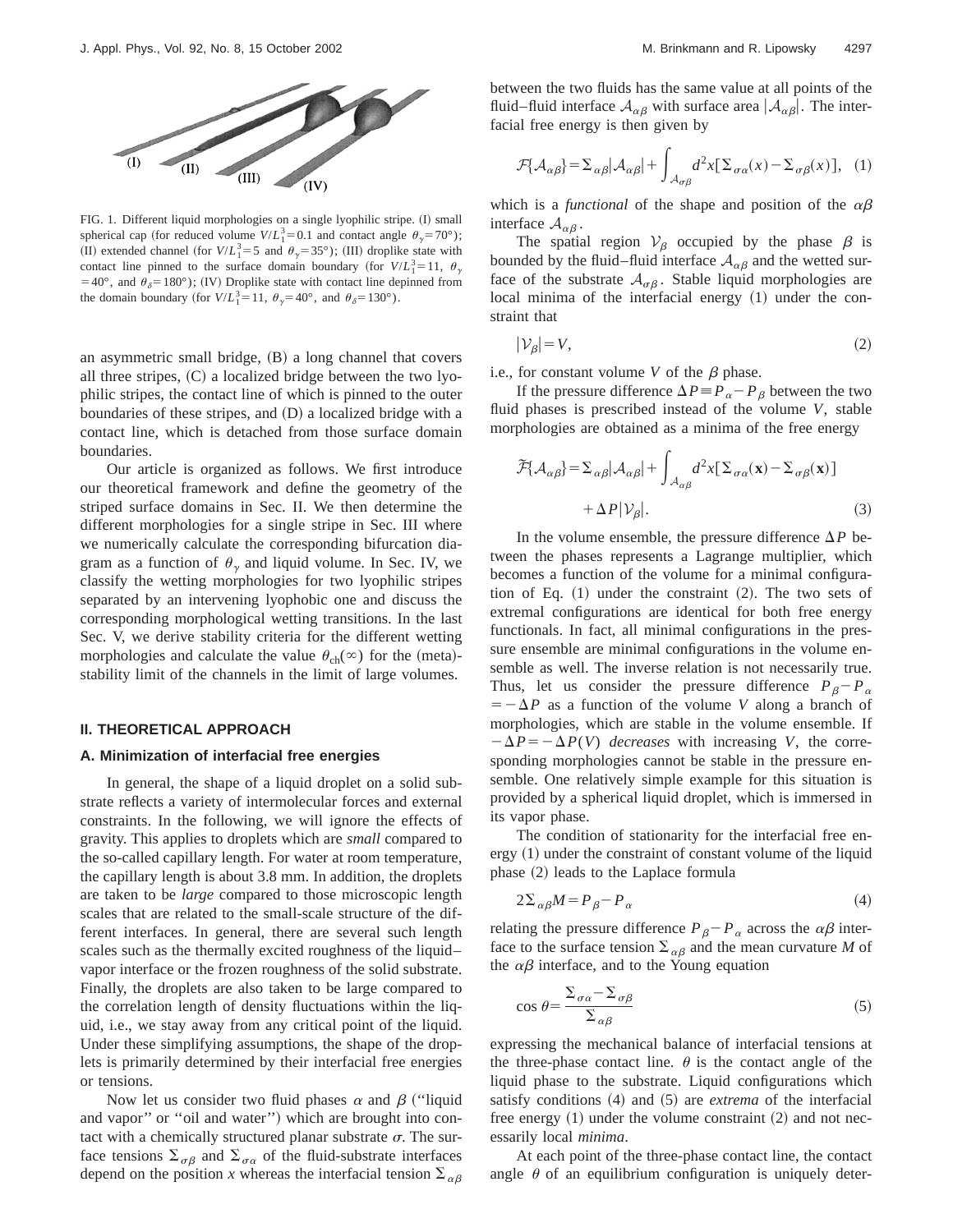(I) (II) (III) (IV)

FIG. 1. Different liquid morphologies on a single lyophilic stripe. (I) small spherical cap (for reduced volume $V/L_1^3=0.1$ and contact angle $\theta_\gamma=70°$); (II) extended channel (for $V/L_1^3=5$ and $\theta_\gamma=35°$); (III) droplike state with contact line pinned to the surface domain boundary (for $V/L_1^3=11$, $\theta_\gamma=40°$, and $\theta_\delta=180°$); (IV) Droplike state with contact line depinned from the domain boundary (for $V/L_1^3=11$, $\theta_\gamma=40°$, and $\theta_\delta=130°$).

an asymmetric small bridge, (B) a long channel that covers all three stripes, (C) a localized bridge between the two lyophilic stripes, the contact line of which is pinned to the outer boundaries of these stripes, and (D) a localized bridge with a contact line, which is detached from those surface domain boundaries.

Our article is organized as follows. We first introduce our theoretical framework and define the geometry of the striped surface domains in Sec. II. We then determine the different morphologies for a single stripe in Sec. III where we numerically calculate the corresponding bifurcation diagram as a function of $\theta_\gamma$ and liquid volume. In Sec. IV, we classify the wetting morphologies for two lyophilic stripes separated by an intervening lyophobic one and discuss the corresponding morphological wetting transitions. In the last Sec. V, we derive stability criteria for the different wetting morphologies and calculate the value $\theta_{\mathrm{ch}}(\infty)$ for the (meta)-stability limit of the channels in the limit of large volumes.

## II. THEORETICAL APPROACH

### A. Minimization of interfacial free energies

In general, the shape of a liquid droplet on a solid substrate reflects a variety of intermolecular forces and external constraints. In the following, we will ignore the effects of gravity. This applies to droplets which are *small* compared to the so-called capillary length. For water at room temperature, the capillary length is about 3.8 mm. In addition, the droplets are taken to be *large* compared to those microscopic length scales that are related to the small-scale structure of the different interfaces. In general, there are several such length scales such as the thermally excited roughness of the liquid–vapor interface or the frozen roughness of the solid substrate. Finally, the droplets are also taken to be large compared to the correlation length of density fluctuations within the liquid, i.e., we stay away from any critical point of the liquid. Under these simplifying assumptions, the shape of the droplets is primarily determined by their interfacial free energies or tensions.

Now let us consider two fluid phases $\alpha$ and $\beta$ (''liquid and vapor'' or ''oil and water'') which are brought into contact with a chemically structured planar substrate $\sigma$. The surface tensions $\Sigma_{\sigma\beta}$ and $\Sigma_{\sigma\alpha}$ of the fluid-substrate interfaces depend on the position $x$ whereas the interfacial tension $\Sigma_{\alpha\beta}$ between the two fluids has the same value at all points of the fluid–fluid interface $\mathcal{A}_{\alpha\beta}$ with surface area $|\mathcal{A}_{\alpha\beta}|$. The interfacial free energy is then given by

$$\mathcal{F}\{\mathcal{A}_{\alpha\beta}\}=\Sigma_{\alpha\beta}|\mathcal{A}_{\alpha\beta}|+\int_{\mathcal{A}_{\sigma\beta}}d^2x[\Sigma_{\sigma\alpha}(x)-\Sigma_{\sigma\beta}(x)], \quad (1)$$

which is a *functional* of the shape and position of the $\alpha\beta$ interface $\mathcal{A}_{\alpha\beta}$.

The spatial region $\mathcal{V}_\beta$ occupied by the phase $\beta$ is bounded by the fluid–fluid interface $\mathcal{A}_{\alpha\beta}$ and the wetted surface of the substrate $\mathcal{A}_{\sigma\beta}$. Stable liquid morphologies are local minima of the interfacial energy (1) under the constraint that

$$|\mathcal{V}_\beta|=V, \quad (2)$$

i.e., for constant volume $V$ of the $\beta$ phase.

If the pressure difference $\Delta P\equiv P_\alpha-P_\beta$ between the two fluid phases is prescribed instead of the volume $V$, stable morphologies are obtained as a minima of the free energy

$$\tilde{\mathcal{F}}\{\mathcal{A}_{\alpha\beta}\}=\Sigma_{\alpha\beta}|\mathcal{A}_{\alpha\beta}|+\int_{\mathcal{A}_{\sigma\beta}}d^2x[\Sigma_{\sigma\alpha}(\mathbf{x})-\Sigma_{\sigma\beta}(\mathbf{x})]+\Delta P|\mathcal{V}_\beta|. \quad (3)$$

In the volume ensemble, the pressure difference $\Delta P$ between the phases represents a Lagrange multiplier, which becomes a function of the volume for a minimal configuration of Eq. (1) under the constraint (2). The two sets of extremal configurations are identical for both free energy functionals. In fact, all minimal configurations in the pressure ensemble are minimal configurations in the volume ensemble as well. The inverse relation is not necessarily true. Thus, let us consider the pressure difference $P_\beta-P_\alpha=-\Delta P$ as a function of the volume $V$ along a branch of morphologies, which are stable in the volume ensemble. If $-\Delta P=-\Delta P(V)$ *decreases* with increasing $V$, the corresponding morphologies cannot be stable in the pressure ensemble. One relatively simple example for this situation is provided by a spherical liquid droplet, which is immersed in its vapor phase.

The condition of stationarity for the interfacial free energy (1) under the constraint of constant volume of the liquid phase (2) leads to the Laplace formula

$$2\Sigma_{\alpha\beta}M=P_\beta-P_\alpha \quad (4)$$

relating the pressure difference $P_\beta-P_\alpha$ across the $\alpha\beta$ interface to the surface tension $\Sigma_{\alpha\beta}$ and the mean curvature $M$ of the $\alpha\beta$ interface, and to the Young equation

$$\cos\theta=\frac{\Sigma_{\sigma\alpha}-\Sigma_{\sigma\beta}}{\Sigma_{\alpha\beta}} \quad (5)$$

expressing the mechanical balance of interfacial tensions at the three-phase contact line. $\theta$ is the contact angle of the liquid phase to the substrate. Liquid configurations which satisfy conditions (4) and (5) are *extrema* of the interfacial free energy (1) under the volume constraint (2) and not necessarily local *minima*.

At each point of the three-phase contact line, the contact angle $\theta$ of an equilibrium configuration is uniquely deter-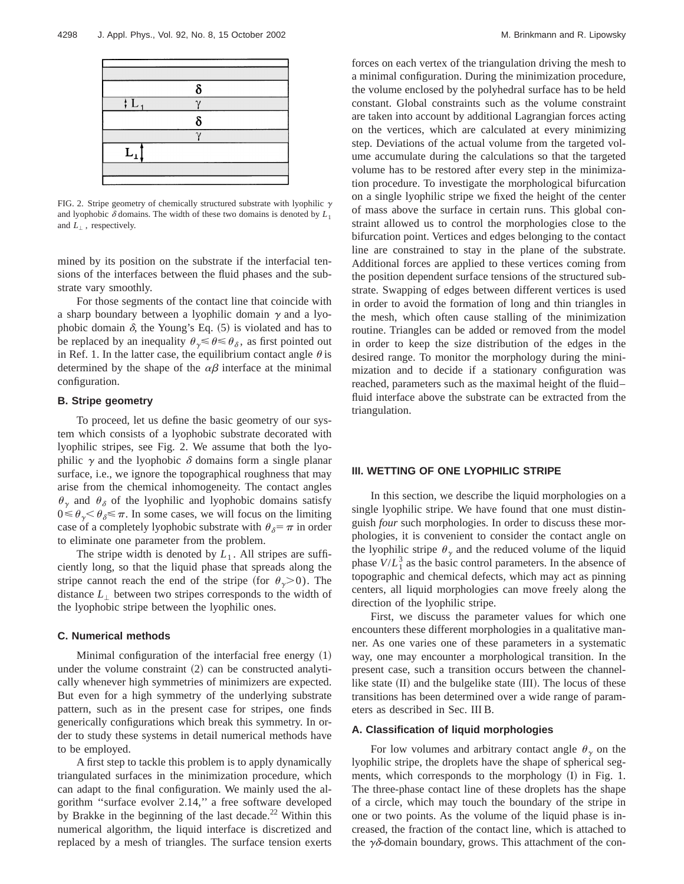δ

$L_1$ γ

δ

γ

$L_\perp$

FIG. 2. Stripe geometry of chemically structured substrate with lyophilic $\gamma$ and lyophobic $\delta$ domains. The width of these two domains is denoted by $L_1$ and $L_\perp$, respectively.

mined by its position on the substrate if the interfacial tensions of the interfaces between the fluid phases and the substrate vary smoothly.

For those segments of the contact line that coincide with a sharp boundary between a lyophilic domain $\gamma$ and a lyophobic domain $\delta$, the Young's Eq. (5) is violated and has to be replaced by an inequality $\theta_\gamma \leqslant \theta \leqslant \theta_\delta$, as first pointed out in Ref. 1. In the latter case, the equilibrium contact angle $\theta$ is determined by the shape of the $\alpha\beta$ interface at the minimal configuration.

### B. Stripe geometry

To proceed, let us define the basic geometry of our system which consists of a lyophobic substrate decorated with lyophilic stripes, see Fig. 2. We assume that both the lyophilic $\gamma$ and the lyophobic $\delta$ domains form a single planar surface, i.e., we ignore the topographical roughness that may arise from the chemical inhomogeneity. The contact angles $\theta_\gamma$ and $\theta_\delta$ of the lyophilic and lyophobic domains satisfy $0 \leqslant \theta_\gamma < \theta_\delta \leqslant \pi$. In some cases, we will focus on the limiting case of a completely lyophobic substrate with $\theta_\delta = \pi$ in order to eliminate one parameter from the problem.

The stripe width is denoted by $L_1$. All stripes are sufficiently long, so that the liquid phase that spreads along the stripe cannot reach the end of the stripe (for $\theta_\gamma > 0$). The distance $L_\perp$ between two stripes corresponds to the width of the lyophobic stripe between the lyophilic ones.

### C. Numerical methods

Minimal configuration of the interfacial free energy (1) under the volume constraint (2) can be constructed analytically whenever high symmetries of minimizers are expected. But even for a high symmetry of the underlying substrate pattern, such as in the present case for stripes, one finds generically configurations which break this symmetry. In order to study these systems in detail numerical methods have to be employed.

A first step to tackle this problem is to apply dynamically triangulated surfaces in the minimization procedure, which can adapt to the final configuration. We mainly used the algorithm "surface evolver 2.14," a free software developed by Brakke in the beginning of the last decade.[22] Within this numerical algorithm, the liquid interface is discretized and replaced by a mesh of triangles. The surface tension exerts forces on each vertex of the triangulation driving the mesh to a minimal configuration. During the minimization procedure, the volume enclosed by the polyhedral surface has to be held constant. Global constraints such as the volume constraint are taken into account by additional Lagrangian forces acting on the vertices, which are calculated at every minimizing step. Deviations of the actual volume from the targeted volume accumulate during the calculations so that the targeted volume has to be restored after every step in the minimization procedure. To investigate the morphological bifurcation on a single lyophilic stripe we fixed the height of the center of mass above the surface in certain runs. This global constraint allowed us to control the morphologies close to the bifurcation point. Vertices and edges belonging to the contact line are constrained to stay in the plane of the substrate. Additional forces are applied to these vertices coming from the position dependent surface tensions of the structured substrate. Swapping of edges between different vertices is used in order to avoid the formation of long and thin triangles in the mesh, which often cause stalling of the minimization routine. Triangles can be added or removed from the model in order to keep the size distribution of the edges in the desired range. To monitor the morphology during the minimization and to decide if a stationary configuration was reached, parameters such as the maximal height of the fluid–fluid interface above the substrate can be extracted from the triangulation.

## III. WETTING OF ONE LYOPHILIC STRIPE

In this section, we describe the liquid morphologies on a single lyophilic stripe. We have found that one must distinguish *four* such morphologies. In order to discuss these morphologies, it is convenient to consider the contact angle on the lyophilic stripe $\theta_\gamma$ and the reduced volume of the liquid phase $V/L_1^3$ as the basic control parameters. In the absence of topographic and chemical defects, which may act as pinning centers, all liquid morphologies can move freely along the direction of the lyophilic stripe.

First, we discuss the parameter values for which one encounters these different morphologies in a qualitative manner. As one varies one of these parameters in a systematic way, one may encounter a morphological transition. In the present case, such a transition occurs between the channel-like state (II) and the bulgelike state (III). The locus of these transitions has been determined over a wide range of parameters as described in Sec. III B.

### A. Classification of liquid morphologies

For low volumes and arbitrary contact angle $\theta_\gamma$ on the lyophilic stripe, the droplets have the shape of spherical segments, which corresponds to the morphology (I) in Fig. 1. The three-phase contact line of these droplets has the shape of a circle, which may touch the boundary of the stripe in one or two points. As the volume of the liquid phase is increased, the fraction of the contact line, which is attached to the $\gamma\delta$-domain boundary, grows. This attachment of the con-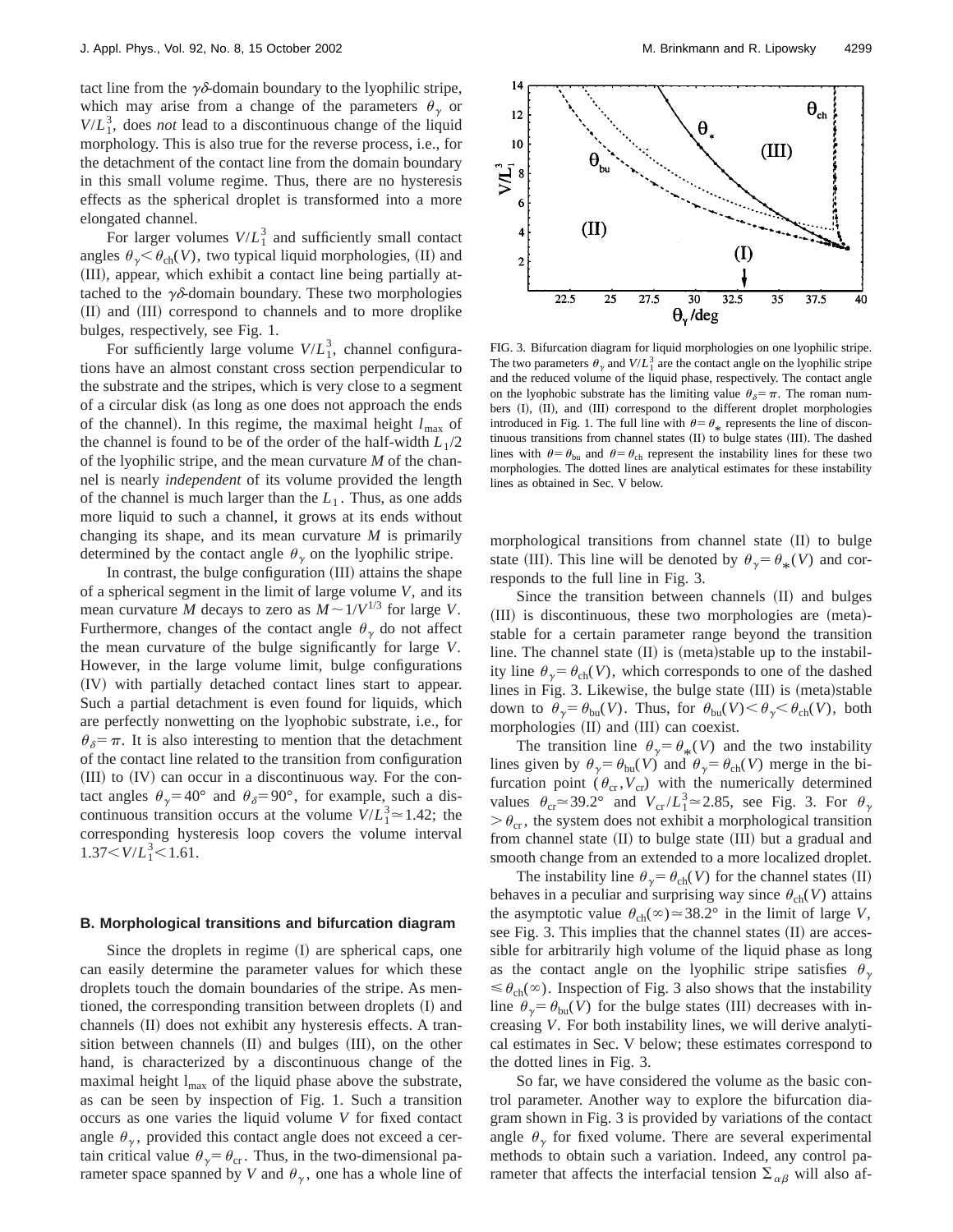tact line from the $\gamma\delta$-domain boundary to the lyophilic stripe, which may arise from a change of the parameters $\theta_\gamma$ or $V/L_1^3$, does *not* lead to a discontinuous change of the liquid morphology. This is also true for the reverse process, i.e., for the detachment of the contact line from the domain boundary in this small volume regime. Thus, there are no hysteresis effects as the spherical droplet is transformed into a more elongated channel.

For larger volumes $V/L_1^3$ and sufficiently small contact angles $\theta_\gamma < \theta_{ch}(V)$, two typical liquid morphologies, (II) and (III), appear, which exhibit a contact line being partially attached to the $\gamma\delta$-domain boundary. These two morphologies (II) and (III) correspond to channels and to more droplike bulges, respectively, see Fig. 1.

For sufficiently large volume $V/L_1^3$, channel configurations have an almost constant cross section perpendicular to the substrate and the stripes, which is very close to a segment of a circular disk (as long as one does not approach the ends of the channel). In this regime, the maximal height $l_{max}$ of the channel is found to be of the order of the half-width $L_1/2$ of the lyophilic stripe, and the mean curvature $M$ of the channel is nearly *independent* of its volume provided the length of the channel is much larger than the $L_1$. Thus, as one adds more liquid to such a channel, it grows at its ends without changing its shape, and its mean curvature $M$ is primarily determined by the contact angle $\theta_\gamma$ on the lyophilic stripe.

In contrast, the bulge configuration (III) attains the shape of a spherical segment in the limit of large volume $V$, and its mean curvature $M$ decays to zero as $M \sim 1/V^{1/3}$ for large $V$. Furthermore, changes of the contact angle $\theta_\gamma$ do not affect the mean curvature of the bulge significantly for large $V$. However, in the large volume limit, bulge configurations (IV) with partially detached contact lines start to appear. Such a partial detachment is even found for liquids, which are perfectly nonwetting on the lyophobic substrate, i.e., for $\theta_\delta = \pi$. It is also interesting to mention that the detachment of the contact line related to the transition from configuration (III) to (IV) can occur in a discontinuous way. For the contact angles $\theta_\gamma = 40°$ and $\theta_\delta = 90°$, for example, such a discontinuous transition occurs at the volume $V/L_1^3 \simeq 1.42$; the corresponding hysteresis loop covers the volume interval $1.37 < V/L_1^3 < 1.61$.

### B. Morphological transitions and bifurcation diagram

Since the droplets in regime (I) are spherical caps, one can easily determine the parameter values for which these droplets touch the domain boundaries of the stripe. As mentioned, the corresponding transition between droplets (I) and channels (II) does not exhibit any hysteresis effects. A transition between channels (II) and bulges (III), on the other hand, is characterized by a discontinuous change of the maximal height $l_{max}$ of the liquid phase above the substrate, as can be seen by inspection of Fig. 1. Such a transition occurs as one varies the liquid volume $V$ for fixed contact angle $\theta_\gamma$, provided this contact angle does not exceed a certain critical value $\theta_\gamma = \theta_{cr}$. Thus, in the two-dimensional parameter space spanned by $V$ and $\theta_\gamma$, one has a whole line of morphological transitions from channel state (II) to bulge state (III). This line will be denoted by $\theta_\gamma = \theta_*(V)$ and corresponds to the full line in Fig. 3.

FIG. 3. Bifurcation diagram for liquid morphologies on one lyophilic stripe. The two parameters $\theta_\gamma$ and $V/L_1^3$ are the contact angle on the lyophilic stripe and the reduced volume of the liquid phase, respectively. The contact angle on the lyophobic substrate has the limiting value $\theta_\delta = \pi$. The roman numbers (I), (II), and (III) correspond to the different droplet morphologies introduced in Fig. 1. The full line with $\theta = \theta_*$ represents the line of discontinuous transitions from channel states (II) to bulge states (III). The dashed lines with $\theta = \theta_{bu}$ and $\theta = \theta_{ch}$ represent the instability lines for these two morphologies. The dotted lines are analytical estimates for these instability lines as obtained in Sec. V below.

Since the transition between channels (II) and bulges (III) is discontinuous, these two morphologies are (meta)-stable for a certain parameter range beyond the transition line. The channel state (II) is (meta)stable up to the instability line $\theta_\gamma = \theta_{ch}(V)$, which corresponds to one of the dashed lines in Fig. 3. Likewise, the bulge state (III) is (meta)stable down to $\theta_\gamma = \theta_{bu}(V)$. Thus, for $\theta_{bu}(V) < \theta_\gamma < \theta_{ch}(V)$, both morphologies (II) and (III) can coexist.

The transition line $\theta_\gamma = \theta_*(V)$ and the two instability lines given by $\theta_\gamma = \theta_{bu}(V)$ and $\theta_\gamma = \theta_{ch}(V)$ merge in the bifurcation point $(\theta_{cr}, V_{cr})$ with the numerically determined values $\theta_{cr} \simeq 39.2°$ and $V_{cr}/L_1^3 \simeq 2.85$, see Fig. 3. For $\theta_\gamma > \theta_{cr}$, the system does not exhibit a morphological transition from channel state (II) to bulge state (III) but a gradual and smooth change from an extended to a more localized droplet.

The instability line $\theta_\gamma = \theta_{ch}(V)$ for the channel states (II) behaves in a peculiar and surprising way since $\theta_{ch}(V)$ attains the asymptotic value $\theta_{ch}(\infty) \simeq 38.2°$ in the limit of large $V$, see Fig. 3. This implies that the channel states (II) are accessible for arbitrarily high volume of the liquid phase as long as the contact angle on the lyophilic stripe satisfies $\theta_\gamma \leq \theta_{ch}(\infty)$. Inspection of Fig. 3 also shows that the instability line $\theta_\gamma = \theta_{bu}(V)$ for the bulge states (III) decreases with increasing $V$. For both instability lines, we will derive analytical estimates in Sec. V below; these estimates correspond to the dotted lines in Fig. 3.

So far, we have considered the volume as the basic control parameter. Another way to explore the bifurcation diagram shown in Fig. 3 is provided by variations of the contact angle $\theta_\gamma$ for fixed volume. There are several experimental methods to obtain such a variation. Indeed, any control parameter that affects the interfacial tension $\Sigma_{\alpha\beta}$ will also af-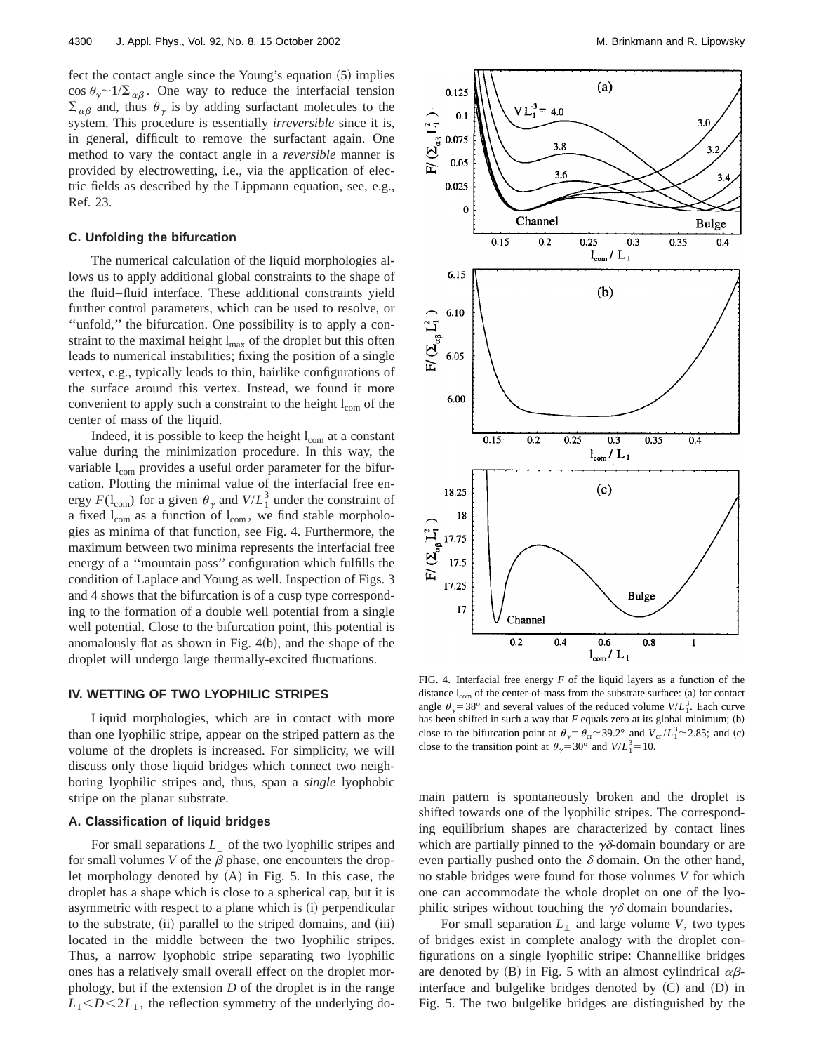fect the contact angle since the Young's equation (5) implies $\cos\theta_\gamma \sim 1/\Sigma_{\alpha\beta}$. One way to reduce the interfacial tension $\Sigma_{\alpha\beta}$ and, thus $\theta_\gamma$ is by adding surfactant molecules to the system. This procedure is essentially *irreversible* since it is, in general, difficult to remove the surfactant again. One method to vary the contact angle in a *reversible* manner is provided by electrowetting, i.e., via the application of electric fields as described by the Lippmann equation, see, e.g., Ref. 23.

### C. Unfolding the bifurcation

The numerical calculation of the liquid morphologies allows us to apply additional global constraints to the shape of the fluid–fluid interface. These additional constraints yield further control parameters, which can be used to resolve, or "unfold," the bifurcation. One possibility is to apply a constraint to the maximal height $l_{max}$ of the droplet but this often leads to numerical instabilities; fixing the position of a single vertex, e.g., typically leads to thin, hairlike configurations of the surface around this vertex. Instead, we found it more convenient to apply such a constraint to the height $l_{com}$ of the center of mass of the liquid.

Indeed, it is possible to keep the height $l_{com}$ at a constant value during the minimization procedure. In this way, the variable $l_{com}$ provides a useful order parameter for the bifurcation. Plotting the minimal value of the interfacial free energy $F(l_{com})$ for a given $\theta_\gamma$ and $V/L_1^3$ under the constraint of a fixed $l_{com}$ as a function of $l_{com}$, we find stable morphologies as minima of that function, see Fig. 4. Furthermore, the maximum between two minima represents the interfacial free energy of a "mountain pass" configuration which fulfills the condition of Laplace and Young as well. Inspection of Figs. 3 and 4 shows that the bifurcation is of a cusp type corresponding to the formation of a double well potential from a single well potential. Close to the bifurcation point, this potential is anomalously flat as shown in Fig. 4(b), and the shape of the droplet will undergo large thermally-excited fluctuations.

FIG. 4. Interfacial free energy $F$ of the liquid layers as a function of the distance $l_{com}$ of the center-of-mass from the substrate surface: (a) for contact angle $\theta_\gamma = 38°$ and several values of the reduced volume $V/L_1^3$. Each curve has been shifted in such a way that $F$ equals zero at its global minimum; (b) close to the bifurcation point at $\theta_\gamma = \theta_{cr} \simeq 39.2°$ and $V_{cr}/L_1^3 \simeq 2.85$; and (c) close to the transition point at $\theta_\gamma = 30°$ and $V/L_1^3 = 10$.

## IV. WETTING OF TWO LYOPHILIC STRIPES

Liquid morphologies, which are in contact with more than one lyophilic stripe, appear on the striped pattern as the volume of the droplets is increased. For simplicity, we will discuss only those liquid bridges which connect two neighboring lyophilic stripes and, thus, span a *single* lyophobic stripe on the planar substrate.

### A. Classification of liquid bridges

For small separations $L_\perp$ of the two lyophilic stripes and for small volumes $V$ of the $\beta$ phase, one encounters the droplet morphology denoted by (A) in Fig. 5. In this case, the droplet has a shape which is close to a spherical cap, but it is asymmetric with respect to a plane which is (i) perpendicular to the substrate, (ii) parallel to the striped domains, and (iii) located in the middle between the two lyophilic stripes. Thus, a narrow lyophobic stripe separating two lyophilic ones has a relatively small overall effect on the droplet morphology, but if the extension $D$ of the droplet is in the range $L_1 < D < 2L_1$, the reflection symmetry of the underlying domain pattern is spontaneously broken and the droplet is shifted towards one of the lyophilic stripes. The corresponding equilibrium shapes are characterized by contact lines which are partially pinned to the $\gamma\delta$-domain boundary or are even partially pushed onto the $\delta$ domain. On the other hand, no stable bridges were found for those volumes $V$ for which one can accommodate the whole droplet on one of the lyophilic stripes without touching the $\gamma\delta$ domain boundaries.

For small separation $L_\perp$ and large volume $V$, two types of bridges exist in complete analogy with the droplet configurations on a single lyophilic stripe: Channellike bridges are denoted by (B) in Fig. 5 with an almost cylindrical $\alpha\beta$-interface and bulgelike bridges denoted by (C) and (D) in Fig. 5. The two bulgelike bridges are distinguished by the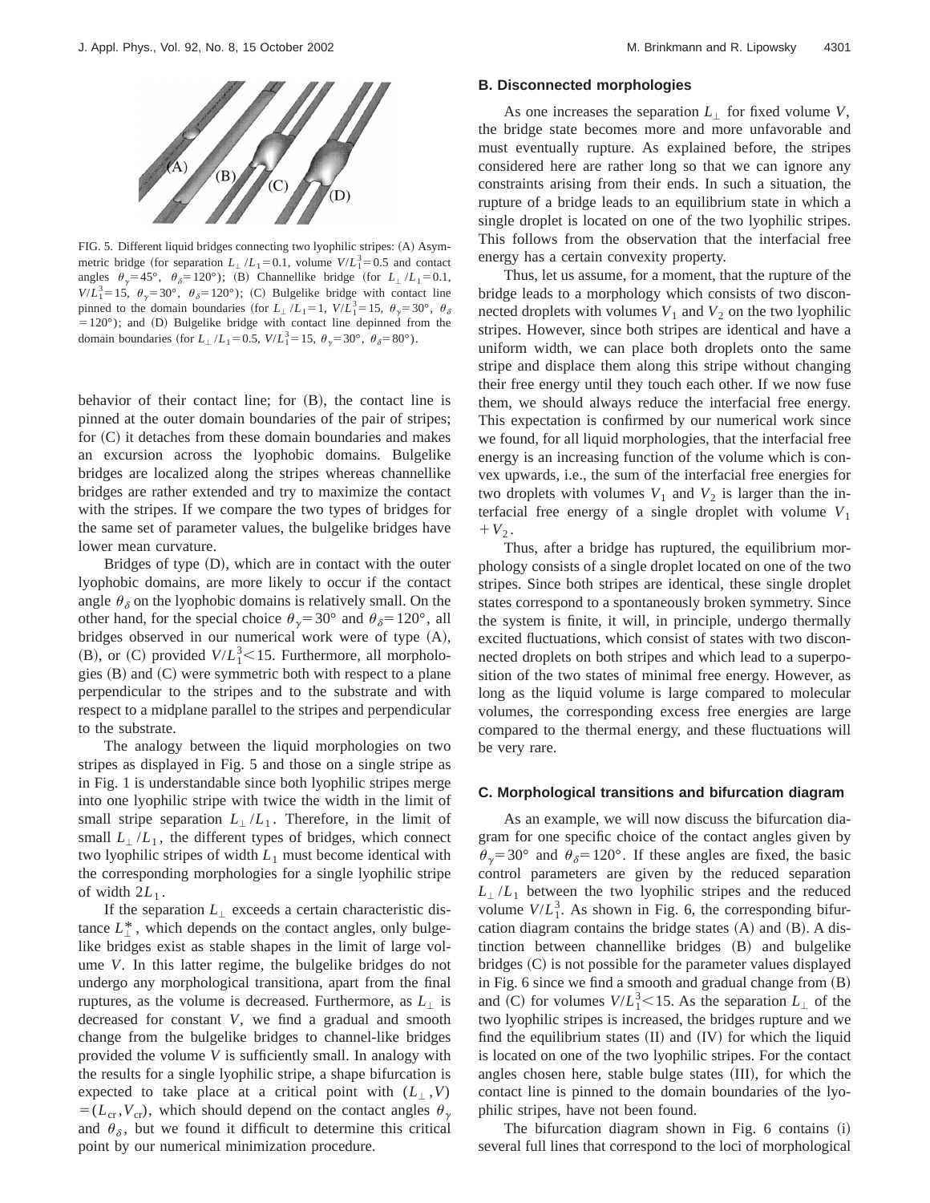FIG. 5. Different liquid bridges connecting two lyophilic stripes: (A) Asymmetric bridge (for separation $L_\perp/L_1=0.1$, volume $V/L_1^3=0.5$ and contact angles $\theta_\gamma=45°$, $\theta_\delta=120°$); (B) Channellike bridge (for $L_\perp/L_1=0.1$, $V/L_1^3=15$, $\theta_\gamma=30°$, $\theta_\delta=120°$); (C) Bulgelike bridge with contact line pinned to the domain boundaries (for $L_\perp/L_1=1$, $V/L_1^3=15$, $\theta_\gamma=30°$, $\theta_\delta=120°$); and (D) Bulgelike bridge with contact line depinned from the domain boundaries (for $L_\perp/L_1=0.5$, $V/L_1^3=15$, $\theta_\gamma=30°$, $\theta_\delta=80°$).

behavior of their contact line; for (B), the contact line is pinned at the outer domain boundaries of the pair of stripes; for (C) it detaches from these domain boundaries and makes an excursion across the lyophobic domains. Bulgelike bridges are localized along the stripes whereas channellike bridges are rather extended and try to maximize the contact with the stripes. If we compare the two types of bridges for the same set of parameter values, the bulgelike bridges have lower mean curvature.

Bridges of type (D), which are in contact with the outer lyophobic domains, are more likely to occur if the contact angle $\theta_\delta$ on the lyophobic domains is relatively small. On the other hand, for the special choice $\theta_\gamma=30°$ and $\theta_\delta=120°$, all bridges observed in our numerical work were of type (A), (B), or (C) provided $V/L_1^3<15$. Furthermore, all morphologies (B) and (C) were symmetric both with respect to a plane perpendicular to the stripes and to the substrate and with respect to a midplane parallel to the stripes and perpendicular to the substrate.

The analogy between the liquid morphologies on two stripes as displayed in Fig. 5 and those on a single stripe as in Fig. 1 is understandable since both lyophilic stripes merge into one lyophilic stripe with twice the width in the limit of small stripe separation $L_\perp/L_1$. Therefore, in the limit of small $L_\perp/L_1$, the different types of bridges, which connect two lyophilic stripes of width $L_1$ must become identical with the corresponding morphologies for a single lyophilic stripe of width $2L_1$.

If the separation $L_\perp$ exceeds a certain characteristic distance $L_\perp^*$, which depends on the contact angles, only bulgelike bridges exist as stable shapes in the limit of large volume $V$. In this latter regime, the bulgelike bridges do not undergo any morphological transitiona, apart from the final ruptures, as the volume is decreased. Furthermore, as $L_\perp$ is decreased for constant $V$, we find a gradual and smooth change from the bulgelike bridges to channel-like bridges provided the volume $V$ is sufficiently small. In analogy with the results for a single lyophilic stripe, a shape bifurcation is expected to take place at a critical point with $(L_\perp, V)=(L_{\rm cr}, V_{\rm cr})$, which should depend on the contact angles $\theta_\gamma$ and $\theta_\delta$, but we found it difficult to determine this critical point by our numerical minimization procedure.

## B. Disconnected morphologies

As one increases the separation $L_\perp$ for fixed volume $V$, the bridge state becomes more and more unfavorable and must eventually rupture. As explained before, the stripes considered here are rather long so that we can ignore any constraints arising from their ends. In such a situation, the rupture of a bridge leads to an equilibrium state in which a single droplet is located on one of the two lyophilic stripes. This follows from the observation that the interfacial free energy has a certain convexity property.

Thus, let us assume, for a moment, that the rupture of the bridge leads to a morphology which consists of two disconnected droplets with volumes $V_1$ and $V_2$ on the two lyophilic stripes. However, since both stripes are identical and have a uniform width, we can place both droplets onto the same stripe and displace them along this stripe without changing their free energy until they touch each other. If we now fuse them, we should always reduce the interfacial free energy. This expectation is confirmed by our numerical work since we found, for all liquid morphologies, that the interfacial free energy is an increasing function of the volume which is convex upwards, i.e., the sum of the interfacial free energies for two droplets with volumes $V_1$ and $V_2$ is larger than the interfacial free energy of a single droplet with volume $V_1+V_2$.

Thus, after a bridge has ruptured, the equilibrium morphology consists of a single droplet located on one of the two stripes. Since both stripes are identical, these single droplet states correspond to a spontaneously broken symmetry. Since the system is finite, it will, in principle, undergo thermally excited fluctuations, which consist of states with two disconnected droplets on both stripes and which lead to a superposition of the two states of minimal free energy. However, as long as the liquid volume is large compared to molecular volumes, the corresponding excess free energies are large compared to the thermal energy, and these fluctuations will be very rare.

## C. Morphological transitions and bifurcation diagram

As an example, we will now discuss the bifurcation diagram for one specific choice of the contact angles given by $\theta_\gamma=30°$ and $\theta_\delta=120°$. If these angles are fixed, the basic control parameters are given by the reduced separation $L_\perp/L_1$ between the two lyophilic stripes and the reduced volume $V/L_1^3$. As shown in Fig. 6, the corresponding bifurcation diagram contains the bridge states (A) and (B). A distinction between channellike bridges (B) and bulgelike bridges (C) is not possible for the parameter values displayed in Fig. 6 since we find a smooth and gradual change from (B) and (C) for volumes $V/L_1^3<15$. As the separation $L_\perp$ of the two lyophilic stripes is increased, the bridges rupture and we find the equilibrium states (II) and (IV) for which the liquid is located on one of the two lyophilic stripes. For the contact angles chosen here, stable bulge states (III), for which the contact line is pinned to the domain boundaries of the lyophilic stripes, have not been found.

The bifurcation diagram shown in Fig. 6 contains (i) several full lines that correspond to the loci of morphological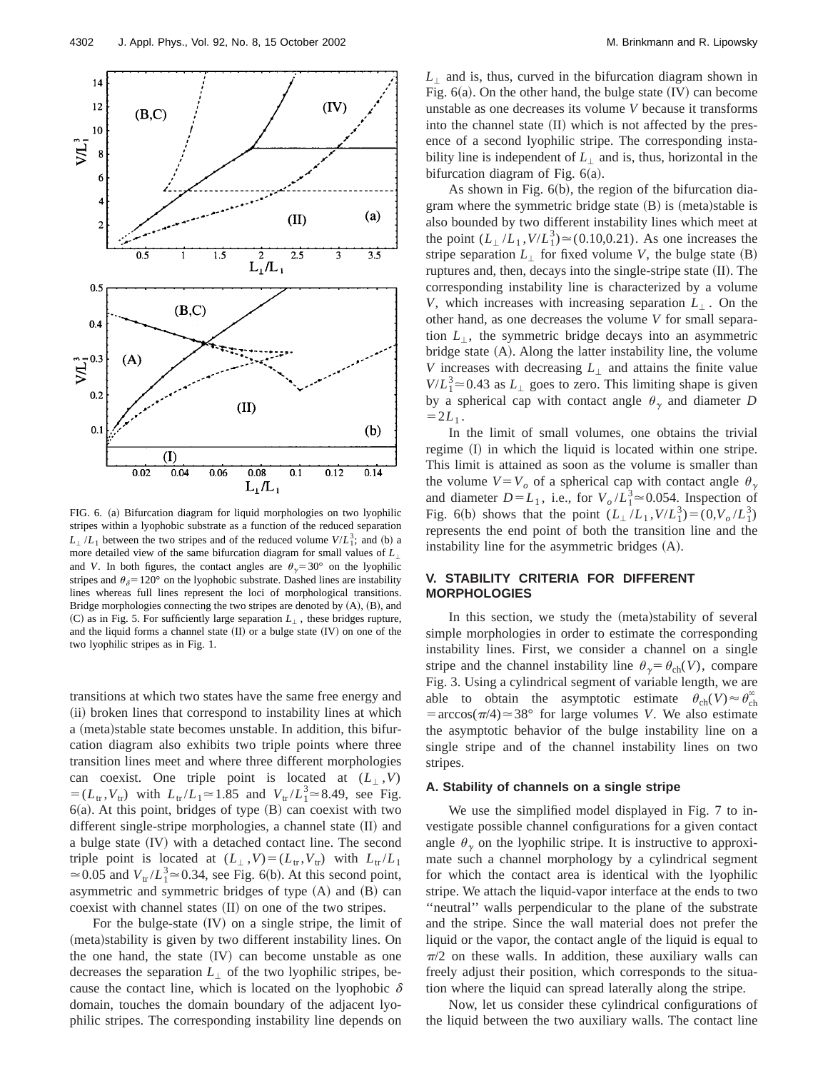FIG. 6. (a) Bifurcation diagram for liquid morphologies on two lyophilic stripes within a lyophobic substrate as a function of the reduced separation $L_\perp/L_1$ between the two stripes and of the reduced volume $V/L_1^3$; and (b) a more detailed view of the same bifurcation diagram for small values of $L_\perp$ and $V$. In both figures, the contact angles are $\theta_\gamma = 30°$ on the lyophilic stripes and $\theta_\delta = 120°$ on the lyophobic substrate. Dashed lines are instability lines whereas full lines represent the loci of morphological transitions. Bridge morphologies connecting the two stripes are denoted by (A), (B), and (C) as in Fig. 5. For sufficiently large separation $L_\perp$, these bridges rupture, and the liquid forms a channel state (II) or a bulge state (IV) on one of the two lyophilic stripes as in Fig. 1.

transitions at which two states have the same free energy and (ii) broken lines that correspond to instability lines at which a (meta)stable state becomes unstable. In addition, this bifurcation diagram also exhibits two triple points where three transition lines meet and where three different morphologies can coexist. One triple point is located at $(L_\perp, V) = (L_{tr}, V_{tr})$ with $L_{tr}/L_1 \simeq 1.85$ and $V_{tr}/L_1^3 \simeq 8.49$, see Fig. 6(a). At this point, bridges of type (B) can coexist with two different single-stripe morphologies, a channel state (II) and a bulge state (IV) with a detached contact line. The second triple point is located at $(L_\perp, V) = (L_{tr}, V_{tr})$ with $L_{tr}/L_1 \simeq 0.05$ and $V_{tr}/L_1^3 \simeq 0.34$, see Fig. 6(b). At this second point, asymmetric and symmetric bridges of type (A) and (B) can coexist with channel states (II) on one of the two stripes.

For the bulge-state (IV) on a single stripe, the limit of (meta)stability is given by two different instability lines. On the one hand, the state (IV) can become unstable as one decreases the separation $L_\perp$ of the two lyophilic stripes, because the contact line, which is located on the lyophobic $\delta$ domain, touches the domain boundary of the adjacent lyophilic stripes. The corresponding instability line depends on $L_\perp$ and is, thus, curved in the bifurcation diagram shown in Fig. 6(a). On the other hand, the bulge state (IV) can become unstable as one decreases its volume $V$ because it transforms into the channel state (II) which is not affected by the presence of a second lyophilic stripe. The corresponding instability line is independent of $L_\perp$ and is, thus, horizontal in the bifurcation diagram of Fig. 6(a).

As shown in Fig. 6(b), the region of the bifurcation diagram where the symmetric bridge state (B) is (meta)stable is also bounded by two different instability lines which meet at the point $(L_\perp/L_1, V/L_1^3) \simeq (0.10, 0.21)$. As one increases the stripe separation $L_\perp$ for fixed volume $V$, the bulge state (B) ruptures and, then, decays into the single-stripe state (II). The corresponding instability line is characterized by a volume $V$, which increases with increasing separation $L_\perp$. On the other hand, as one decreases the volume $V$ for small separation $L_\perp$, the symmetric bridge decays into an asymmetric bridge state (A). Along the latter instability line, the volume $V$ increases with decreasing $L_\perp$ and attains the finite value $V/L_1^3 \simeq 0.43$ as $L_\perp$ goes to zero. This limiting shape is given by a spherical cap with contact angle $\theta_\gamma$ and diameter $D = 2L_1$.

In the limit of small volumes, one obtains the trivial regime (I) in which the liquid is located within one stripe. This limit is attained as soon as the volume is smaller than the volume $V = V_o$ of a spherical cap with contact angle $\theta_\gamma$ and diameter $D = L_1$, i.e., for $V_o/L_1^3 \simeq 0.054$. Inspection of Fig. 6(b) shows that the point $(L_\perp/L_1, V/L_1^3) = (0, V_o/L_1^3)$ represents the end point of both the transition line and the instability line for the asymmetric bridges (A).

## V. STABILITY CRITERIA FOR DIFFERENT MORPHOLOGIES

In this section, we study the (meta)stability of several simple morphologies in order to estimate the corresponding instability lines. First, we consider a channel on a single stripe and the channel instability line $\theta_\gamma = \theta_{ch}(V)$, compare Fig. 3. Using a cylindrical segment of variable length, we are able to obtain the asymptotic estimate $\theta_{ch}(V) \approx \theta_{ch}^\infty = \arccos(\pi/4) \simeq 38°$ for large volumes $V$. We also estimate the asymptotic behavior of the bulge instability line on a single stripe and of the channel instability lines on two stripes.

### A. Stability of channels on a single stripe

We use the simplified model displayed in Fig. 7 to investigate possible channel configurations for a given contact angle $\theta_\gamma$ on the lyophilic stripe. It is instructive to approximate such a channel morphology by a cylindrical segment for which the contact area is identical with the lyophilic stripe. We attach the liquid-vapor interface at the ends to two ''neutral'' walls perpendicular to the plane of the substrate and the stripe. Since the wall material does not prefer the liquid or the vapor, the contact angle of the liquid is equal to $\pi/2$ on these walls. In addition, these auxiliary walls can freely adjust their position, which corresponds to the situation where the liquid can spread laterally along the stripe.

Now, let us consider these cylindrical configurations of the liquid between the two auxiliary walls. The contact line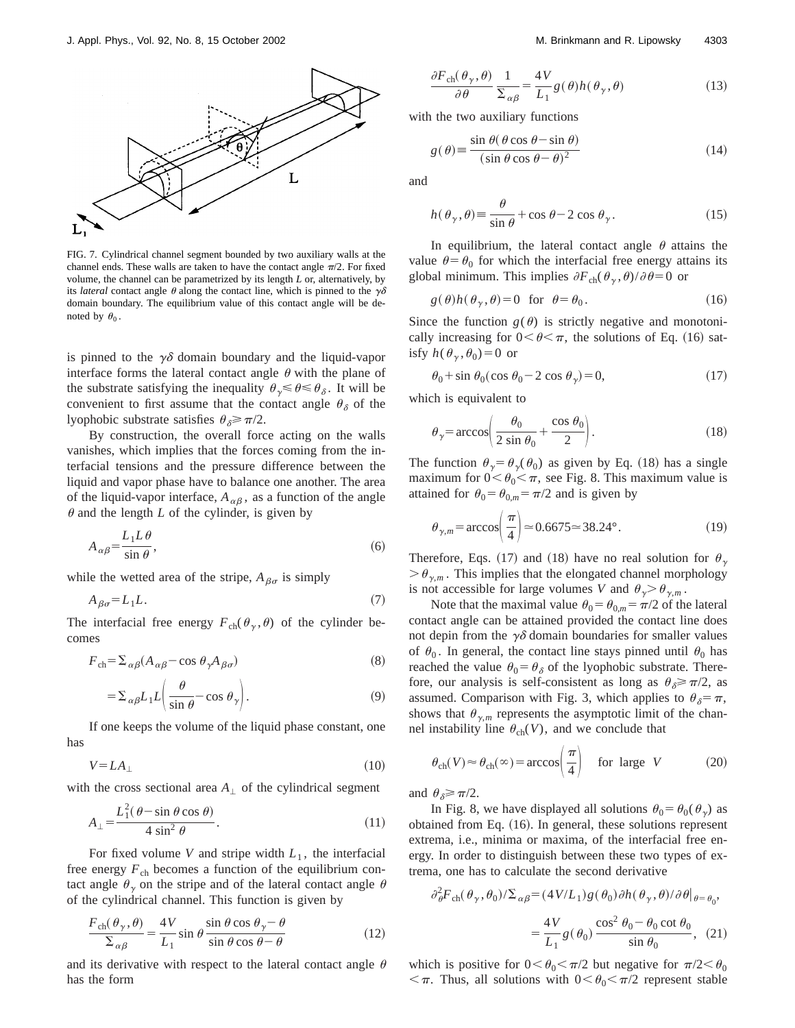FIG. 7. Cylindrical channel segment bounded by two auxiliary walls at the channel ends. These walls are taken to have the contact angle $\pi/2$. For fixed volume, the channel can be parametrized by its length $L$ or, alternatively, by its *lateral* contact angle $\theta$ along the contact line, which is pinned to the $\gamma\delta$ domain boundary. The equilibrium value of this contact angle will be denoted by $\theta_0$.

is pinned to the $\gamma\delta$ domain boundary and the liquid-vapor interface forms the lateral contact angle $\theta$ with the plane of the substrate satisfying the inequality $\theta_\gamma \leqslant \theta \leqslant \theta_\delta$. It will be convenient to first assume that the contact angle $\theta_\delta$ of the lyophobic substrate satisfies $\theta_\delta \geqslant \pi/2$.

By construction, the overall force acting on the walls vanishes, which implies that the forces coming from the interfacial tensions and the pressure difference between the liquid and vapor phase have to balance one another. The area of the liquid-vapor interface, $A_{\alpha\beta}$, as a function of the angle $\theta$ and the length $L$ of the cylinder, is given by

$$A_{\alpha\beta} = \frac{L_1 L \theta}{\sin\theta}, \tag{6}$$

while the wetted area of the stripe, $A_{\beta\sigma}$ is simply

$$A_{\beta\sigma} = L_1 L. \tag{7}$$

The interfacial free energy $F_{\rm ch}(\theta_\gamma,\theta)$ of the cylinder becomes

$$F_{\rm ch} = \Sigma_{\alpha\beta}(A_{\alpha\beta} - \cos\theta_\gamma A_{\beta\sigma}) \tag{8}$$

$$= \Sigma_{\alpha\beta} L_1 L\left(\frac{\theta}{\sin\theta} - \cos\theta_\gamma\right). \tag{9}$$

If one keeps the volume of the liquid phase constant, one has

$$V = L A_\perp \tag{10}$$

with the cross sectional area $A_\perp$ of the cylindrical segment

$$A_\perp = \frac{L_1^2(\theta - \sin\theta\cos\theta)}{4\sin^2\theta}. \tag{11}$$

For fixed volume $V$ and stripe width $L_1$, the interfacial free energy $F_{\rm ch}$ becomes a function of the equilibrium contact angle $\theta_\gamma$ on the stripe and of the lateral contact angle $\theta$ of the cylindrical channel. This function is given by

$$\frac{F_{\rm ch}(\theta_\gamma,\theta)}{\Sigma_{\alpha\beta}} = \frac{4V}{L_1}\sin\theta\,\frac{\sin\theta\cos\theta_\gamma - \theta}{\sin\theta\cos\theta - \theta} \tag{12}$$

and its derivative with respect to the lateral contact angle $\theta$ has the form

$$\frac{\partial F_{\rm ch}(\theta_\gamma,\theta)}{\partial\theta}\,\frac{1}{\Sigma_{\alpha\beta}} = \frac{4V}{L_1}\, g(\theta) h(\theta_\gamma,\theta) \tag{13}$$

with the two auxiliary functions

$$g(\theta) \equiv \frac{\sin\theta(\theta\cos\theta - \sin\theta)}{(\sin\theta\cos\theta - \theta)^2} \tag{14}$$

and

$$h(\theta_\gamma,\theta) \equiv \frac{\theta}{\sin\theta} + \cos\theta - 2\cos\theta_\gamma. \tag{15}$$

In equilibrium, the lateral contact angle $\theta$ attains the value $\theta=\theta_0$ for which the interfacial free energy attains its global minimum. This implies $\partial F_{\rm ch}(\theta_\gamma,\theta)/\partial\theta = 0$ or

$$g(\theta) h(\theta_\gamma,\theta) = 0 \quad \text{for} \quad \theta=\theta_0. \tag{16}$$

Since the function $g(\theta)$ is strictly negative and monotonically increasing for $0<\theta<\pi$, the solutions of Eq. (16) satisfy $h(\theta_\gamma,\theta_0)=0$ or

$$\theta_0 + \sin\theta_0(\cos\theta_0 - 2\cos\theta_\gamma) = 0, \tag{17}$$

which is equivalent to

$$\theta_\gamma = \arccos\left(\frac{\theta_0}{2\sin\theta_0} + \frac{\cos\theta_0}{2}\right). \tag{18}$$

The function $\theta_\gamma = \theta_\gamma(\theta_0)$ as given by Eq. (18) has a single maximum for $0<\theta_0<\pi$, see Fig. 8. This maximum value is attained for $\theta_0=\theta_{0,m}=\pi/2$ and is given by

$$\theta_{\gamma,m} = \arccos\left(\frac{\pi}{4}\right) \simeq 0.6675 \simeq 38.24°. \tag{19}$$

Therefore, Eqs. (17) and (18) have no real solution for $\theta_\gamma > \theta_{\gamma,m}$. This implies that the elongated channel morphology is not accessible for large volumes $V$ and $\theta_\gamma > \theta_{\gamma,m}$.

Note that the maximal value $\theta_0=\theta_{0,m}=\pi/2$ of the lateral contact angle can be attained provided the contact line does not depin from the $\gamma\delta$ domain boundaries for smaller values of $\theta_0$. In general, the contact line stays pinned until $\theta_0$ has reached the value $\theta_0=\theta_\delta$ of the lyophobic substrate. Therefore, our analysis is self-consistent as long as $\theta_\delta \geqslant \pi/2$, as assumed. Comparison with Fig. 3, which applies to $\theta_\delta=\pi$, shows that $\theta_{\gamma,m}$ represents the asymptotic limit of the channel instability line $\theta_{\rm ch}(V)$, and we conclude that

$$\theta_{\rm ch}(V) \approx \theta_{\rm ch}(\infty) = \arccos\left(\frac{\pi}{4}\right) \quad \text{for large } V \tag{20}$$

and $\theta_\delta \geqslant \pi/2$.

In Fig. 8, we have displayed all solutions $\theta_0=\theta_0(\theta_\gamma)$ as obtained from Eq. (16). In general, these solutions represent extrema, i.e., minima or maxima, of the interfacial free energy. In order to distinguish between these two types of extrema, one has to calculate the second derivative

$$\partial_\theta^2 F_{\rm ch}(\theta_\gamma,\theta_0)/\Sigma_{\alpha\beta} = (4V/L_1) g(\theta_0)\, \partial h(\theta_\gamma,\theta)/\partial\theta|_{\theta=\theta_0},$$

$$= \frac{4V}{L_1} g(\theta_0)\frac{\cos^2\theta_0 - \theta_0\cot\theta_0}{\sin\theta_0}, \tag{21}$$

which is positive for $0<\theta_0<\pi/2$ but negative for $\pi/2<\theta_0<\pi$. Thus, all solutions with $0<\theta_0<\pi/2$ represent stable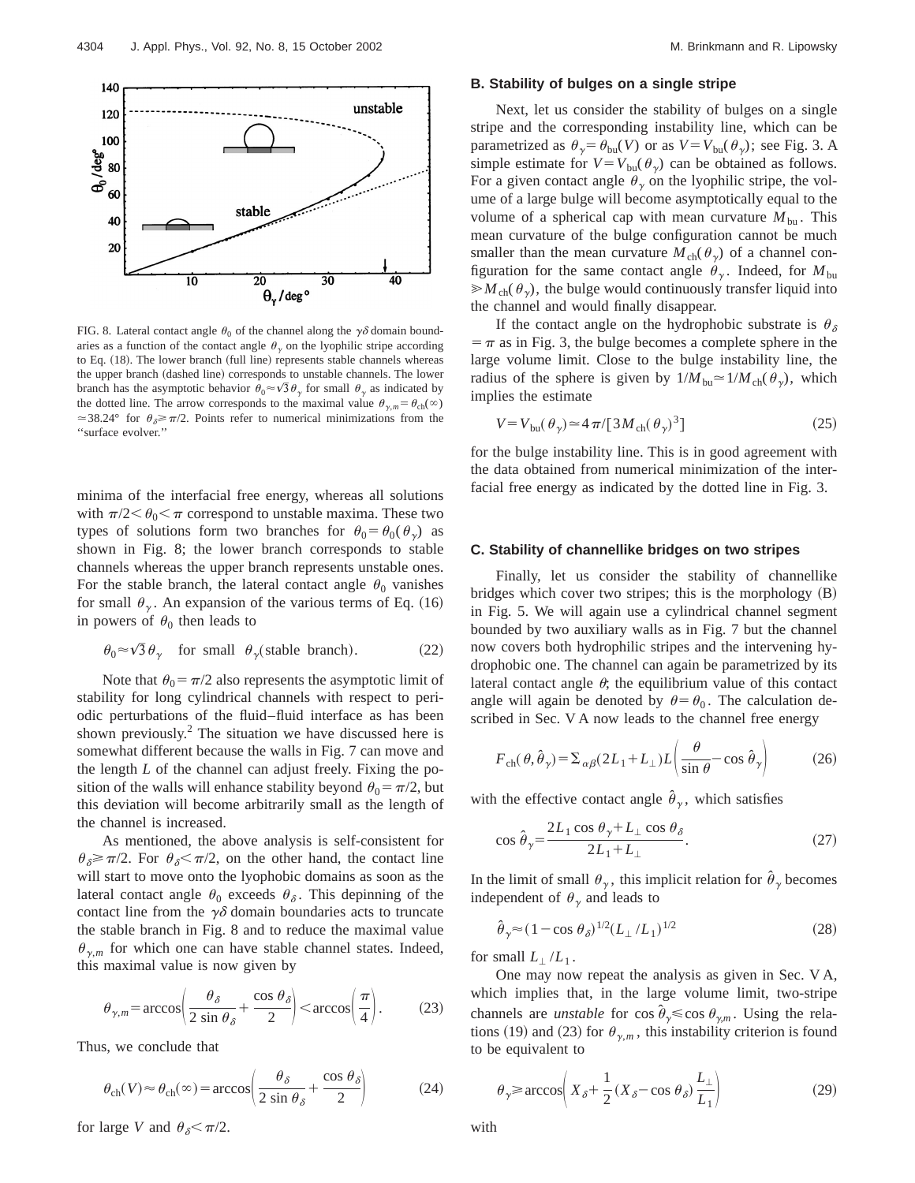FIG. 8. Lateral contact angle $\theta_0$ of the channel along the $\gamma\delta$ domain boundaries as a function of the contact angle $\theta_\gamma$ on the lyophilic stripe according to Eq. (18). The lower branch (full line) represents stable channels whereas the upper branch (dashed line) corresponds to unstable channels. The lower branch has the asymptotic behavior $\theta_0 \approx \sqrt{3}\theta_\gamma$ for small $\theta_\gamma$ as indicated by the dotted line. The arrow corresponds to the maximal value $\theta_{\gamma,m} = \theta_{\rm ch}(\infty) \simeq 38.24°$ for $\theta_\delta \geq \pi/2$. Points refer to numerical minimizations from the "surface evolver."

minima of the interfacial free energy, whereas all solutions with $\pi/2 < \theta_0 < \pi$ correspond to unstable maxima. These two types of solutions form two branches for $\theta_0 = \theta_0(\theta_\gamma)$ as shown in Fig. 8; the lower branch corresponds to stable channels whereas the upper branch represents unstable ones. For the stable branch, the lateral contact angle $\theta_0$ vanishes for small $\theta_\gamma$. An expansion of the various terms of Eq. (16) in powers of $\theta_0$ then leads to

$$\theta_0 \approx \sqrt{3}\,\theta_\gamma \quad \text{for small } \theta_\gamma \text{(stable branch)}. \tag{22}$$

Note that $\theta_0 = \pi/2$ also represents the asymptotic limit of stability for long cylindrical channels with respect to periodic perturbations of the fluid–fluid interface as has been shown previously.[2] The situation we have discussed here is somewhat different because the walls in Fig. 7 can move and the length $L$ of the channel can adjust freely. Fixing the position of the walls will enhance stability beyond $\theta_0 = \pi/2$, but this deviation will become arbitrarily small as the length of the channel is increased.

As mentioned, the above analysis is self-consistent for $\theta_\delta \geq \pi/2$. For $\theta_\delta < \pi/2$, on the other hand, the contact line will start to move onto the lyophobic domains as soon as the lateral contact angle $\theta_0$ exceeds $\theta_\delta$. This depinning of the contact line from the $\gamma\delta$ domain boundaries acts to truncate the stable branch in Fig. 8 and to reduce the maximal value $\theta_{\gamma,m}$ for which one can have stable channel states. Indeed, this maximal value is now given by

$$\theta_{\gamma,m} = \arccos\left(\frac{\theta_\delta}{2\sin\theta_\delta} + \frac{\cos\theta_\delta}{2}\right) < \arccos\left(\frac{\pi}{4}\right). \tag{23}$$

Thus, we conclude that

$$\theta_{\rm ch}(V) \approx \theta_{\rm ch}(\infty) = \arccos\left(\frac{\theta_\delta}{2\sin\theta_\delta} + \frac{\cos\theta_\delta}{2}\right) \tag{24}$$

for large $V$ and $\theta_\delta < \pi/2$.

### B. Stability of bulges on a single stripe

Next, let us consider the stability of bulges on a single stripe and the corresponding instability line, which can be parametrized as $\theta_\gamma = \theta_{\rm bu}(V)$ or as $V = V_{\rm bu}(\theta_\gamma)$; see Fig. 3. A simple estimate for $V = V_{\rm bu}(\theta_\gamma)$ can be obtained as follows. For a given contact angle $\theta_\gamma$ on the lyophilic stripe, the volume of a large bulge will become asymptotically equal to the volume of a spherical cap with mean curvature $M_{\rm bu}$. This mean curvature of the bulge configuration cannot be much smaller than the mean curvature $M_{\rm ch}(\theta_\gamma)$ of a channel configuration for the same contact angle $\theta_\gamma$. Indeed, for $M_{\rm bu} \gg M_{\rm ch}(\theta_\gamma)$, the bulge would continuously transfer liquid into the channel and would finally disappear.

If the contact angle on the hydrophobic substrate is $\theta_\delta = \pi$ as in Fig. 3, the bulge becomes a complete sphere in the large volume limit. Close to the bulge instability line, the radius of the sphere is given by $1/M_{\rm bu} \simeq 1/M_{\rm ch}(\theta_\gamma)$, which implies the estimate

$$V = V_{\rm bu}(\theta_\gamma) \simeq 4\pi/[3M_{\rm ch}(\theta_\gamma)^3] \tag{25}$$

for the bulge instability line. This is in good agreement with the data obtained from numerical minimization of the interfacial free energy as indicated by the dotted line in Fig. 3.

### C. Stability of channellike bridges on two stripes

Finally, let us consider the stability of channellike bridges which cover two stripes; this is the morphology (B) in Fig. 5. We will again use a cylindrical channel segment bounded by two auxiliary walls as in Fig. 7 but the channel now covers both hydrophilic stripes and the intervening hydrophobic one. The channel can again be parametrized by its lateral contact angle $\theta$; the equilibrium value of this contact angle will again be denoted by $\theta = \theta_0$. The calculation described in Sec. V A now leads to the channel free energy

$$F_{\rm ch}(\theta, \hat{\theta}_\gamma) = \Sigma_{\alpha\beta}(2L_1 + L_\perp)L\left(\frac{\theta}{\sin\theta} - \cos\hat{\theta}_\gamma\right) \tag{26}$$

with the effective contact angle $\hat{\theta}_\gamma$, which satisfies

$$\cos\hat{\theta}_\gamma = \frac{2L_1\cos\theta_\gamma + L_\perp\cos\theta_\delta}{2L_1 + L_\perp}. \tag{27}$$

In the limit of small $\theta_\gamma$, this implicit relation for $\hat{\theta}_\gamma$ becomes independent of $\theta_\gamma$ and leads to

$$\hat{\theta}_\gamma \approx (1 - \cos\theta_\delta)^{1/2}(L_\perp/L_1)^{1/2} \tag{28}$$

for small $L_\perp/L_1$.

One may now repeat the analysis as given in Sec. V A, which implies that, in the large volume limit, two-stripe channels are *unstable* for $\cos\hat{\theta}_\gamma \leq \cos\theta_{\gamma,m}$. Using the relations (19) and (23) for $\theta_{\gamma,m}$, this instability criterion is found to be equivalent to

$$\theta_\gamma \geq \arccos\left(X_\delta + \frac{1}{2}(X_\delta - \cos\theta_\delta)\frac{L_\perp}{L_1}\right) \tag{29}$$

with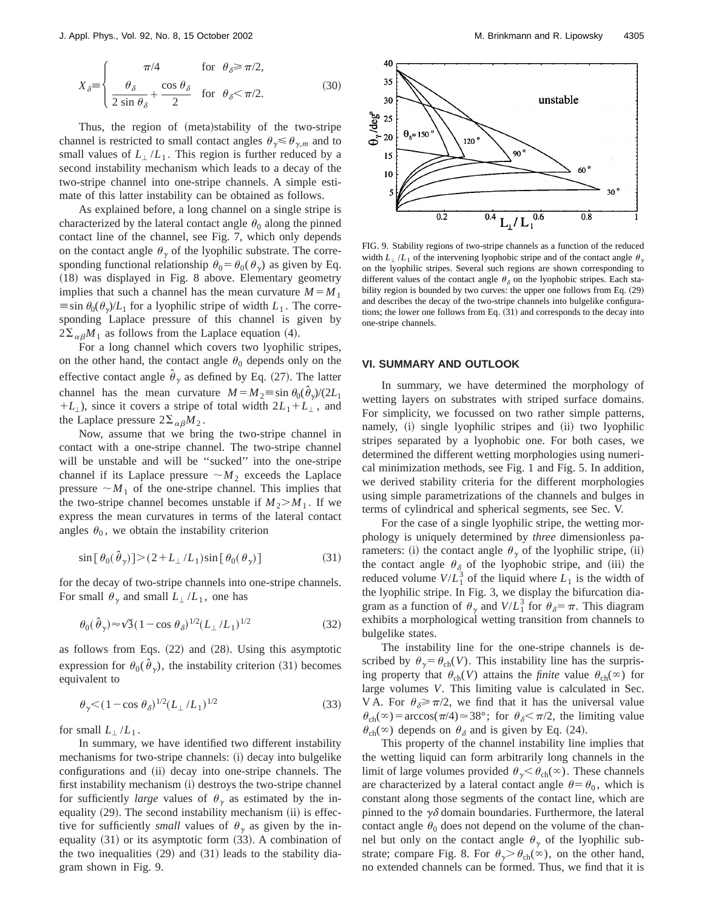$$X_\delta \equiv \begin{cases} \pi/4 & \text{for } \theta_\delta \geq \pi/2, \\ \dfrac{\theta_\delta}{2\sin\theta_\delta} + \dfrac{\cos\theta_\delta}{2} & \text{for } \theta_\delta < \pi/2. \end{cases} \tag{30}$$

Thus, the region of (meta)stability of the two-stripe channel is restricted to small contact angles $\theta_\gamma \leq \theta_{\gamma,m}$ and to small values of $L_\perp/L_1$. This region is further reduced by a second instability mechanism which leads to a decay of the two-stripe channel into one-stripe channels. A simple estimate of this latter instability can be obtained as follows.

As explained before, a long channel on a single stripe is characterized by the lateral contact angle $\theta_0$ along the pinned contact line of the channel, see Fig. 7, which only depends on the contact angle $\theta_\gamma$ of the lyophilic substrate. The corresponding functional relationship $\theta_0 = \theta_0(\theta_\gamma)$ as given by Eq. (18) was displayed in Fig. 8 above. Elementary geometry implies that such a channel has the mean curvature $M = M_1 \equiv \sin\theta_0(\theta_\gamma)/L_1$ for a lyophilic stripe of width $L_1$. The corresponding Laplace pressure of this channel is given by $2\Sigma_{\alpha\beta}M_1$ as follows from the Laplace equation (4).

For a long channel which covers two lyophilic stripes, on the other hand, the contact angle $\theta_0$ depends only on the effective contact angle $\hat{\theta}_\gamma$ as defined by Eq. (27). The latter channel has the mean curvature $M = M_2 \equiv \sin\theta_0(\hat{\theta}_\gamma)/(2L_1 + L_\perp)$, since it covers a stripe of total width $2L_1 + L_\perp$, and the Laplace pressure $2\Sigma_{\alpha\beta}M_2$.

Now, assume that we bring the two-stripe channel in contact with a one-stripe channel. The two-stripe channel will be unstable and will be "sucked" into the one-stripe channel if its Laplace pressure $\sim M_2$ exceeds the Laplace pressure $\sim M_1$ of the one-stripe channel. This implies that the two-stripe channel becomes unstable if $M_2 > M_1$. If we express the mean curvatures in terms of the lateral contact angles $\theta_0$, we obtain the instability criterion

$$\sin[\theta_0(\hat{\theta}_\gamma)] > (2 + L_\perp/L_1)\sin[\theta_0(\theta_\gamma)] \tag{31}$$

for the decay of two-stripe channels into one-stripe channels. For small $\theta_\gamma$ and small $L_\perp/L_1$, one has

$$\theta_0(\hat{\theta}_\gamma) \approx \sqrt{3}(1 - \cos\theta_\delta)^{1/2}(L_\perp/L_1)^{1/2} \tag{32}$$

as follows from Eqs. (22) and (28). Using this asymptotic expression for $\theta_0(\hat{\theta}_\gamma)$, the instability criterion (31) becomes equivalent to

$$\theta_\gamma < (1 - \cos\theta_\delta)^{1/2}(L_\perp/L_1)^{1/2} \tag{33}$$

for small $L_\perp/L_1$.

In summary, we have identified two different instability mechanisms for two-stripe channels: (i) decay into bulgelike configurations and (ii) decay into one-stripe channels. The first instability mechanism (i) destroys the two-stripe channel for sufficiently *large* values of $\theta_\gamma$ as estimated by the inequality (29). The second instability mechanism (ii) is effective for sufficiently *small* values of $\theta_\gamma$ as given by the inequality (31) or its asymptotic form (33). A combination of the two inequalities (29) and (31) leads to the stability diagram shown in Fig. 9.

FIG. 9. Stability regions of two-stripe channels as a function of the reduced width $L_\perp/L_1$ of the intervening lyophobic stripe and of the contact angle $\theta_\gamma$ on the lyophilic stripes. Several such regions are shown corresponding to different values of the contact angle $\theta_\delta$ on the lyophobic stripes. Each stability region is bounded by two curves: the upper one follows from Eq. (29) and describes the decay of the two-stripe channels into bulgelike configurations; the lower one follows from Eq. (31) and corresponds to the decay into one-stripe channels.

## VI. SUMMARY AND OUTLOOK

In summary, we have determined the morphology of wetting layers on substrates with striped surface domains. For simplicity, we focussed on two rather simple patterns, namely, (i) single lyophilic stripes and (ii) two lyophilic stripes separated by a lyophobic one. For both cases, we determined the different wetting morphologies using numerical minimization methods, see Fig. 1 and Fig. 5. In addition, we derived stability criteria for the different morphologies using simple parametrizations of the channels and bulges in terms of cylindrical and spherical segments, see Sec. V.

For the case of a single lyophilic stripe, the wetting morphology is uniquely determined by *three* dimensionless parameters: (i) the contact angle $\theta_\gamma$ of the lyophilic stripe, (ii) the contact angle $\theta_\delta$ of the lyophobic stripe, and (iii) the reduced volume $V/L_1^3$ of the liquid where $L_1$ is the width of the lyophilic stripe. In Fig. 3, we display the bifurcation diagram as a function of $\theta_\gamma$ and $V/L_1^3$ for $\theta_\delta = \pi$. This diagram exhibits a morphological wetting transition from channels to bulgelike states.

The instability line for the one-stripe channels is described by $\theta_\gamma = \theta_{\mathrm{ch}}(V)$. This instability line has the surprising property that $\theta_{\mathrm{ch}}(V)$ attains the *finite* value $\theta_{\mathrm{ch}}(\infty)$ for large volumes $V$. This limiting value is calculated in Sec. V A. For $\theta_\delta \geq \pi/2$, we find that it has the universal value $\theta_{\mathrm{ch}}(\infty) = \arccos(\pi/4) \simeq 38°$; for $\theta_\delta < \pi/2$, the limiting value $\theta_{\mathrm{ch}}(\infty)$ depends on $\theta_\delta$ and is given by Eq. (24).

This property of the channel instability line implies that the wetting liquid can form arbitrarily long channels in the limit of large volumes provided $\theta_\gamma < \theta_{\mathrm{ch}}(\infty)$. These channels are characterized by a lateral contact angle $\theta = \theta_0$, which is constant along those segments of the contact line, which are pinned to the $\gamma\delta$ domain boundaries. Furthermore, the lateral contact angle $\theta_0$ does not depend on the volume of the channel but only on the contact angle $\theta_\gamma$ of the lyophilic substrate; compare Fig. 8. For $\theta_\gamma > \theta_{\mathrm{ch}}(\infty)$, on the other hand, no extended channels can be formed. Thus, we find that it is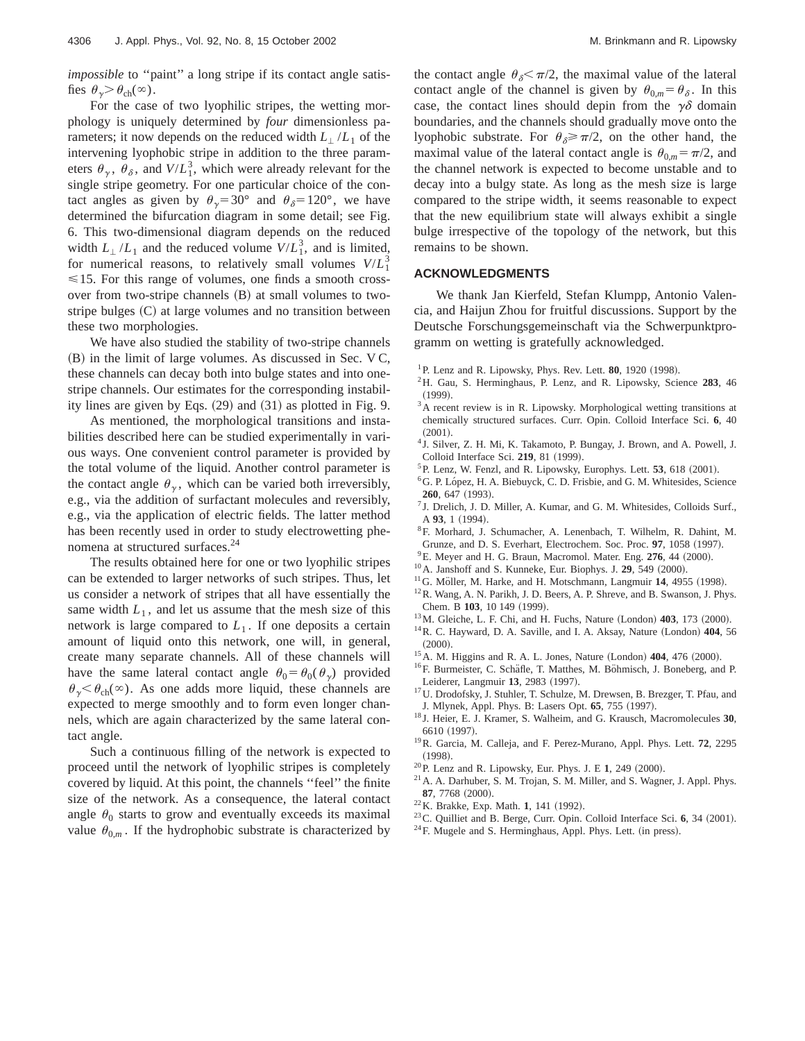*impossible* to ''paint'' a long stripe if its contact angle satisfies $\theta_\gamma > \theta_{ch}(\infty)$.

For the case of two lyophilic stripes, the wetting morphology is uniquely determined by *four* dimensionless parameters; it now depends on the reduced width $L_\perp / L_1$ of the intervening lyophobic stripe in addition to the three parameters $\theta_\gamma$, $\theta_\delta$, and $V/L_1^3$, which were already relevant for the single stripe geometry. For one particular choice of the contact angles as given by $\theta_\gamma = 30°$ and $\theta_\delta = 120°$, we have determined the bifurcation diagram in some detail; see Fig. 6. This two-dimensional diagram depends on the reduced width $L_\perp / L_1$ and the reduced volume $V/L_1^3$, and is limited, for numerical reasons, to relatively small volumes $V/L_1^3 \leqslant 15$. For this range of volumes, one finds a smooth crossover from two-stripe channels (B) at small volumes to two-stripe bulges (C) at large volumes and no transition between these two morphologies.

We have also studied the stability of two-stripe channels (B) in the limit of large volumes. As discussed in Sec. V C, these channels can decay both into bulge states and into one-stripe channels. Our estimates for the corresponding instability lines are given by Eqs. (29) and (31) as plotted in Fig. 9.

As mentioned, the morphological transitions and instabilities described here can be studied experimentally in various ways. One convenient control parameter is provided by the total volume of the liquid. Another control parameter is the contact angle $\theta_\gamma$, which can be varied both irreversibly, e.g., via the addition of surfactant molecules and reversibly, e.g., via the application of electric fields. The latter method has been recently used in order to study electrowetting phenomena at structured surfaces.[24]

The results obtained here for one or two lyophilic stripes can be extended to larger networks of such stripes. Thus, let us consider a network of stripes that all have essentially the same width $L_1$, and let us assume that the mesh size of this network is large compared to $L_1$. If one deposits a certain amount of liquid onto this network, one will, in general, create many separate channels. All of these channels will have the same lateral contact angle $\theta_0 = \theta_0(\theta_\gamma)$ provided $\theta_\gamma < \theta_{ch}(\infty)$. As one adds more liquid, these channels are expected to merge smoothly and to form even longer channels, which are again characterized by the same lateral contact angle.

Such a continuous filling of the network is expected to proceed until the network of lyophilic stripes is completely covered by liquid. At this point, the channels ''feel'' the finite size of the network. As a consequence, the lateral contact angle $\theta_0$ starts to grow and eventually exceeds its maximal value $\theta_{0,m}$. If the hydrophobic substrate is characterized by the contact angle $\theta_\delta < \pi/2$, the maximal value of the lateral contact angle of the channel is given by $\theta_{0,m} = \theta_\delta$. In this case, the contact lines should depin from the $\gamma\delta$ domain boundaries, and the channels should gradually move onto the lyophobic substrate. For $\theta_\delta \geqslant \pi/2$, on the other hand, the maximal value of the lateral contact angle is $\theta_{0,m} = \pi/2$, and the channel network is expected to become unstable and to decay into a bulgy state. As long as the mesh size is large compared to the stripe width, it seems reasonable to expect that the new equilibrium state will always exhibit a single bulge irrespective of the topology of the network, but this remains to be shown.

## ACKNOWLEDGMENTS

We thank Jan Kierfeld, Stefan Klumpp, Antonio Valencia, and Haijun Zhou for fruitful discussions. Support by the Deutsche Forschungsgemeinschaft via the Schwerpunktprogramm on wetting is gratefully acknowledged.

[1] P. Lenz and R. Lipowsky, Phys. Rev. Lett. **80**, 1920 (1998).
[2] H. Gau, S. Herminghaus, P. Lenz, and R. Lipowsky, Science **283**, 46 (1999).
[3] A recent review is in R. Lipowsky. Morphological wetting transitions at chemically structured surfaces. Curr. Opin. Colloid Interface Sci. **6**, 40 (2001).
[4] J. Silver, Z. H. Mi, K. Takamoto, P. Bungay, J. Brown, and A. Powell, J. Colloid Interface Sci. **219**, 81 (1999).
[5] P. Lenz, W. Fenzl, and R. Lipowsky, Europhys. Lett. **53**, 618 (2001).
[6] G. P. López, H. A. Biebuyck, C. D. Frisbie, and G. M. Whitesides, Science **260**, 647 (1993).
[7] J. Drelich, J. D. Miller, A. Kumar, and G. M. Whitesides, Colloids Surf., A **93**, 1 (1994).
[8] F. Morhard, J. Schumacher, A. Lenenbach, T. Wilhelm, R. Dahint, M. Grunze, and D. S. Everhart, Electrochem. Soc. Proc. **97**, 1058 (1997).
[9] E. Meyer and H. G. Braun, Macromol. Mater. Eng. **276**, 44 (2000).
[10] A. Janshoff and S. Kunneke, Eur. Biophys. J. **29**, 549 (2000).
[11] G. Möller, M. Harke, and H. Motschmann, Langmuir **14**, 4955 (1998).
[12] R. Wang, A. N. Parikh, J. D. Beers, A. P. Shreve, and B. Swanson, J. Phys. Chem. B **103**, 10 149 (1999).
[13] M. Gleiche, L. F. Chi, and H. Fuchs, Nature (London) **403**, 173 (2000).
[14] R. C. Hayward, D. A. Saville, and I. A. Aksay, Nature (London) **404**, 56 (2000).
[15] A. M. Higgins and R. A. L. Jones, Nature (London) **404**, 476 (2000).
[16] F. Burmeister, C. Schäfle, T. Matthes, M. Böhmisch, J. Boneberg, and P. Leiderer, Langmuir **13**, 2983 (1997).
[17] U. Drodofsky, J. Stuhler, T. Schulze, M. Drewsen, B. Brezger, T. Pfau, and J. Mlynek, Appl. Phys. B: Lasers Opt. **65**, 755 (1997).
[18] J. Heier, E. J. Kramer, S. Walheim, and G. Krausch, Macromolecules **30**, 6610 (1997).
[19] R. Garcia, M. Calleja, and F. Perez-Murano, Appl. Phys. Lett. **72**, 2295 (1998).
[20] P. Lenz and R. Lipowsky, Eur. Phys. J. E **1**, 249 (2000).
[21] A. A. Darhuber, S. M. Trojan, S. M. Miller, and S. Wagner, J. Appl. Phys. **87**, 7768 (2000).
[22] K. Brakke, Exp. Math. **1**, 141 (1992).
[23] C. Quilliet and B. Berge, Curr. Opin. Colloid Interface Sci. **6**, 34 (2001).
[24] F. Mugele and S. Herminghaus, Appl. Phys. Lett. (in press).